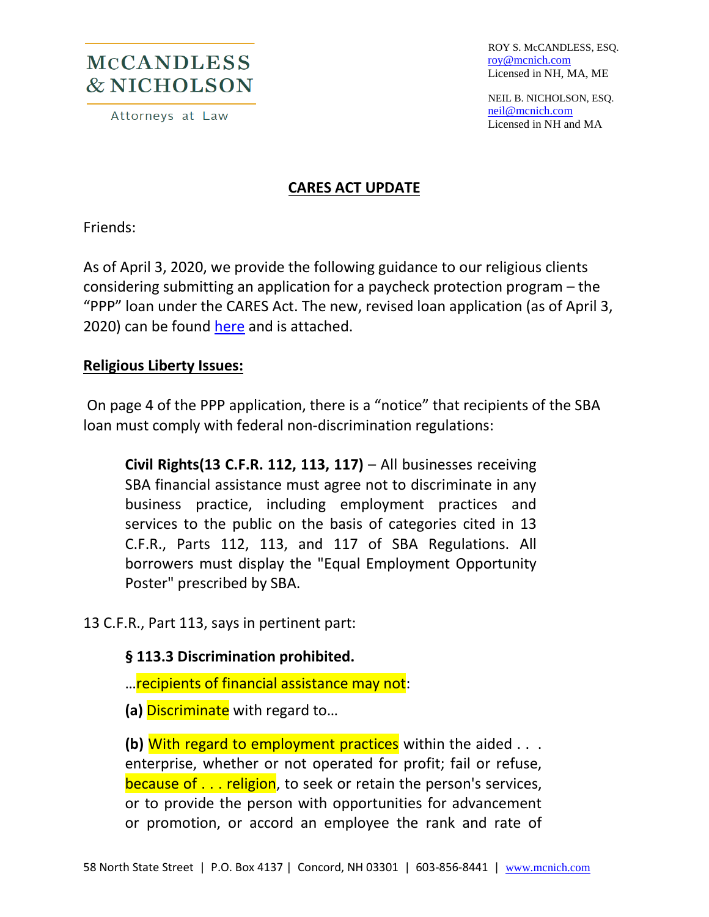MCCANDLESS & NICHOLSON

Attorneys at Law

ROY S. McCANDLESS, ESQ.
roy@mcnich.com
Licensed in NH, MA, ME

NEIL B. NICHOLSON, ESQ.
neil@mcnich.com
Licensed in NH and MA

## CARES ACT UPDATE

Friends:

As of April 3, 2020, we provide the following guidance to our religious clients considering submitting an application for a paycheck protection program – the "PPP" loan under the CARES Act. The new, revised loan application (as of April 3, 2020) can be found here and is attached.

### Religious Liberty Issues:

On page 4 of the PPP application, there is a "notice" that recipients of the SBA loan must comply with federal non-discrimination regulations:

> **Civil Rights(13 C.F.R. 112, 113, 117)** – All businesses receiving SBA financial assistance must agree not to discriminate in any business practice, including employment practices and services to the public on the basis of categories cited in 13 C.F.R., Parts 112, 113, and 117 of SBA Regulations. All borrowers must display the "Equal Employment Opportunity Poster" prescribed by SBA.

13 C.F.R., Part 113, says in pertinent part:

> **§ 113.3 Discrimination prohibited.**
>
> …recipients of financial assistance may not:
>
> **(a)** Discriminate with regard to…
>
> **(b)** With regard to employment practices within the aided . . . enterprise, whether or not operated for profit; fail or refuse, because of . . . religion, to seek or retain the person's services, or to provide the person with opportunities for advancement or promotion, or accord an employee the rank and rate of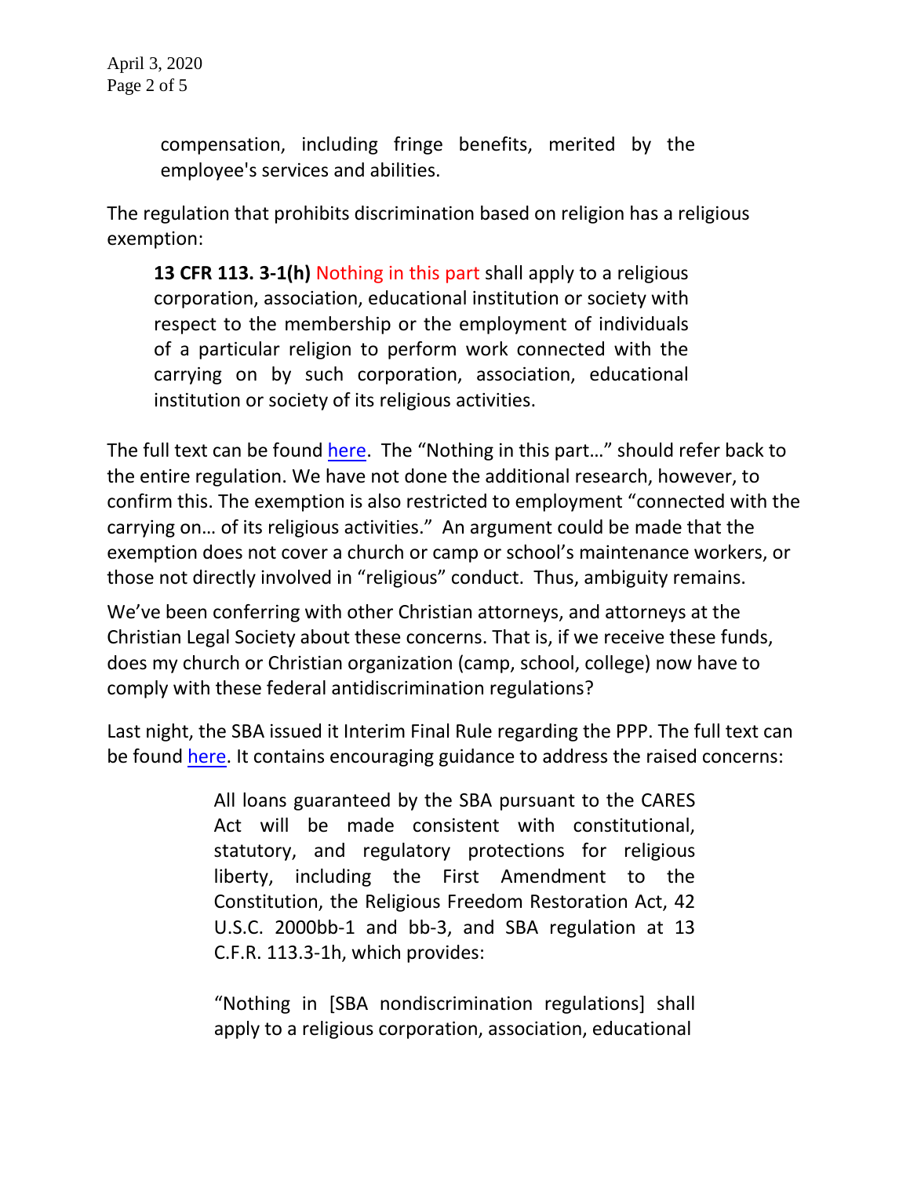> compensation, including fringe benefits, merited by the employee's services and abilities.

The regulation that prohibits discrimination based on religion has a religious exemption:

> **13 CFR 113. 3-1(h)** Nothing in this part shall apply to a religious corporation, association, educational institution or society with respect to the membership or the employment of individuals of a particular religion to perform work connected with the carrying on by such corporation, association, educational institution or society of its religious activities.

The full text can be found here. The "Nothing in this part…" should refer back to the entire regulation. We have not done the additional research, however, to confirm this. The exemption is also restricted to employment "connected with the carrying on… of its religious activities." An argument could be made that the exemption does not cover a church or camp or school's maintenance workers, or those not directly involved in "religious" conduct. Thus, ambiguity remains.

We've been conferring with other Christian attorneys, and attorneys at the Christian Legal Society about these concerns. That is, if we receive these funds, does my church or Christian organization (camp, school, college) now have to comply with these federal antidiscrimination regulations?

Last night, the SBA issued it Interim Final Rule regarding the PPP. The full text can be found here. It contains encouraging guidance to address the raised concerns:

> All loans guaranteed by the SBA pursuant to the CARES Act will be made consistent with constitutional, statutory, and regulatory protections for religious liberty, including the First Amendment to the Constitution, the Religious Freedom Restoration Act, 42 U.S.C. 2000bb-1 and bb-3, and SBA regulation at 13 C.F.R. 113.3-1h, which provides:
>
> "Nothing in [SBA nondiscrimination regulations] shall apply to a religious corporation, association, educational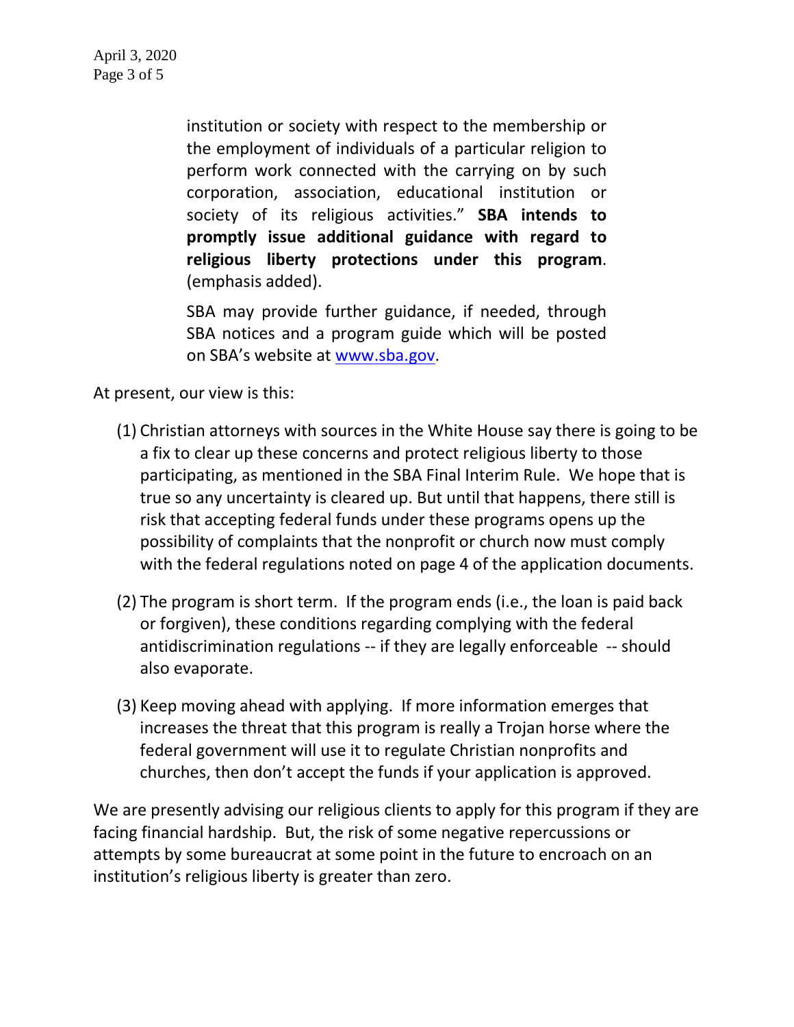> institution or society with respect to the membership or the employment of individuals of a particular religion to perform work connected with the carrying on by such corporation, association, educational institution or society of its religious activities." **SBA intends to promptly issue additional guidance with regard to religious liberty protections under this program**. (emphasis added).
>
> SBA may provide further guidance, if needed, through SBA notices and a program guide which will be posted on SBA's website at www.sba.gov.

At present, our view is this:

(1) Christian attorneys with sources in the White House say there is going to be a fix to clear up these concerns and protect religious liberty to those participating, as mentioned in the SBA Final Interim Rule. We hope that is true so any uncertainty is cleared up. But until that happens, there still is risk that accepting federal funds under these programs opens up the possibility of complaints that the nonprofit or church now must comply with the federal regulations noted on page 4 of the application documents.

(2) The program is short term. If the program ends (i.e., the loan is paid back or forgiven), these conditions regarding complying with the federal antidiscrimination regulations -- if they are legally enforceable -- should also evaporate.

(3) Keep moving ahead with applying. If more information emerges that increases the threat that this program is really a Trojan horse where the federal government will use it to regulate Christian nonprofits and churches, then don't accept the funds if your application is approved.

We are presently advising our religious clients to apply for this program if they are facing financial hardship. But, the risk of some negative repercussions or attempts by some bureaucrat at some point in the future to encroach on an institution's religious liberty is greater than zero.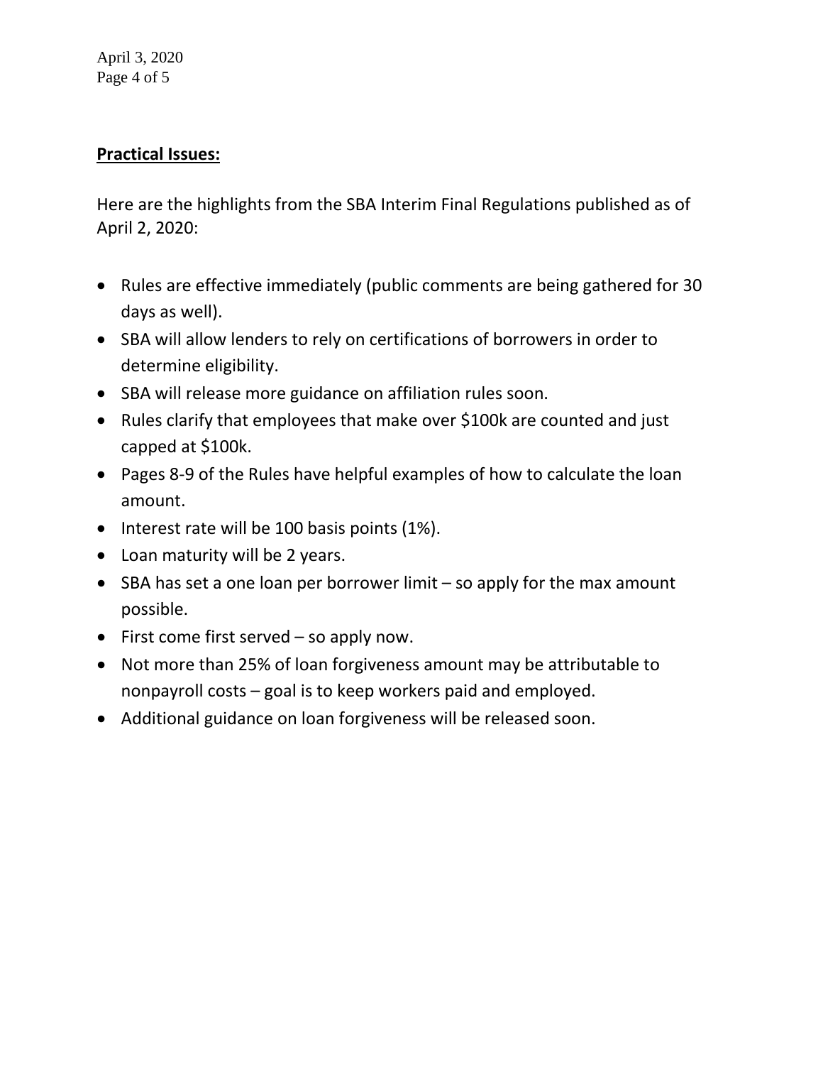**Practical Issues:**

Here are the highlights from the SBA Interim Final Regulations published as of April 2, 2020:

- Rules are effective immediately (public comments are being gathered for 30 days as well).
- SBA will allow lenders to rely on certifications of borrowers in order to determine eligibility.
- SBA will release more guidance on affiliation rules soon.
- Rules clarify that employees that make over $100k are counted and just capped at $100k.
- Pages 8-9 of the Rules have helpful examples of how to calculate the loan amount.
- Interest rate will be 100 basis points (1%).
- Loan maturity will be 2 years.
- SBA has set a one loan per borrower limit – so apply for the max amount possible.
- First come first served – so apply now.
- Not more than 25% of loan forgiveness amount may be attributable to nonpayroll costs – goal is to keep workers paid and employed.
- Additional guidance on loan forgiveness will be released soon.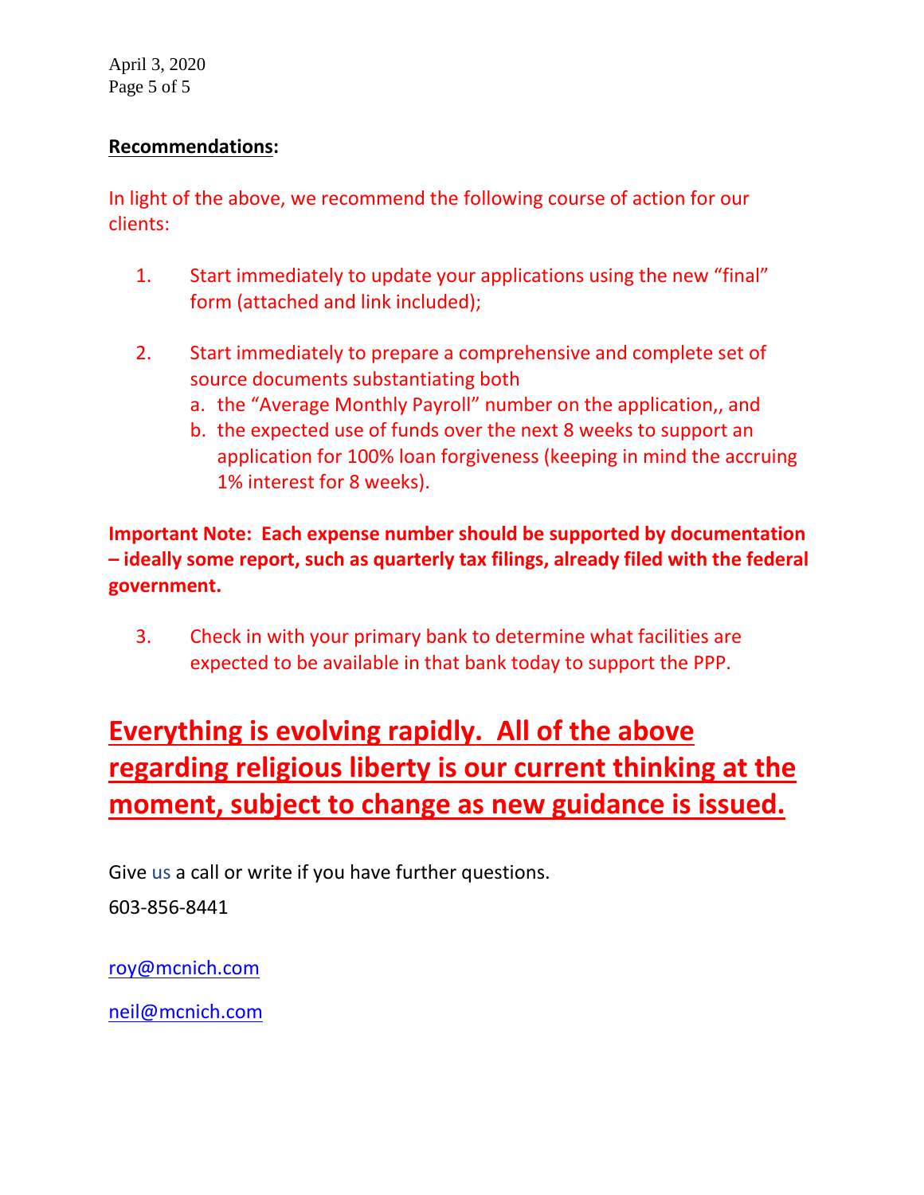**Recommendations:**

In light of the above, we recommend the following course of action for our clients:

1. Start immediately to update your applications using the new "final" form (attached and link included);

2. Start immediately to prepare a comprehensive and complete set of source documents substantiating both
   a. the "Average Monthly Payroll" number on the application,, and
   b. the expected use of funds over the next 8 weeks to support an application for 100% loan forgiveness (keeping in mind the accruing 1% interest for 8 weeks).

**Important Note: Each expense number should be supported by documentation – ideally some report, such as quarterly tax filings, already filed with the federal government.**

3. Check in with your primary bank to determine what facilities are expected to be available in that bank today to support the PPP.

## Everything is evolving rapidly. All of the above regarding religious liberty is our current thinking at the moment, subject to change as new guidance is issued.

Give us a call or write if you have further questions.

603-856-8441

roy@mcnich.com

neil@mcnich.com